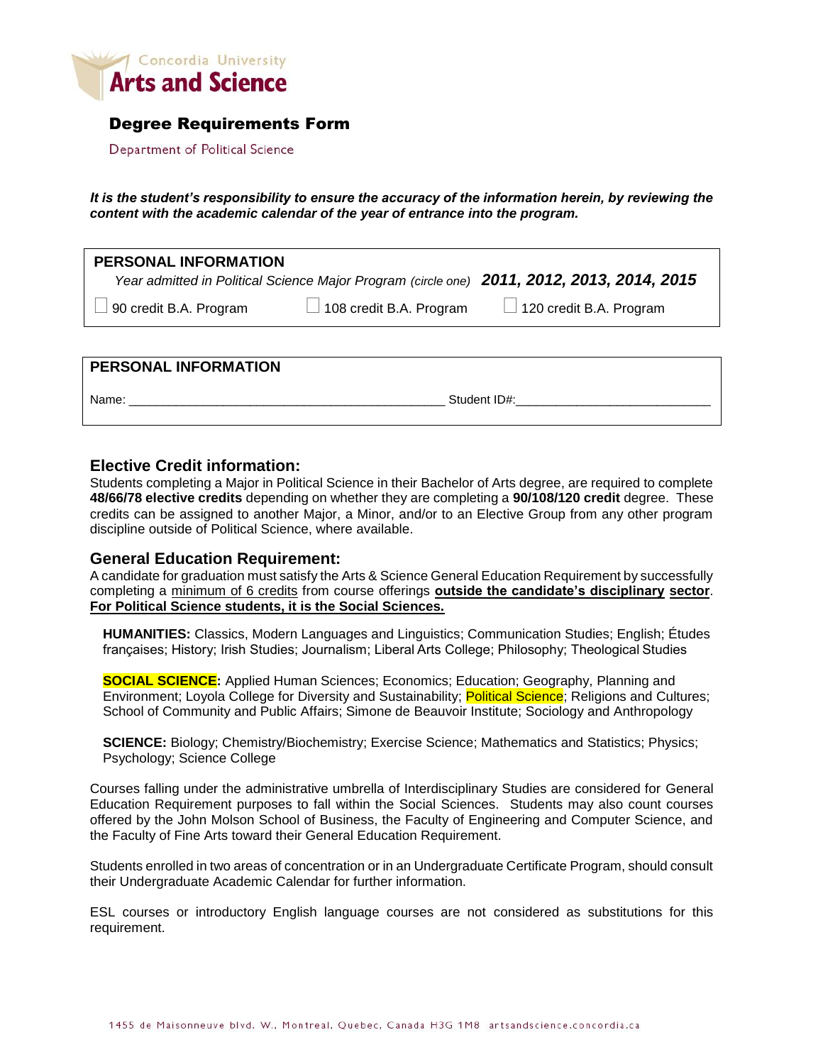Concordia University

# Arts and Science

## Degree Requirements Form

Department of Political Science

***It is the student's responsibility to ensure the accuracy of the information herein, by reviewing the content with the academic calendar of the year of entrance into the program.***

**PERSONAL INFORMATION**

*Year admitted in Political Science Major Program (circle one)* ***2011, 2012, 2013, 2014, 2015***

☐ 90 credit B.A. Program ☐ 108 credit B.A. Program ☐ 120 credit B.A. Program

**PERSONAL INFORMATION**

Name: ____________________________________________ Student ID#:___________________________

### Elective Credit information:

Students completing a Major in Political Science in their Bachelor of Arts degree, are required to complete **48/66/78 elective credits** depending on whether they are completing a **90/108/120 credit** degree. These credits can be assigned to another Major, a Minor, and/or to an Elective Group from any other program discipline outside of Political Science, where available.

### General Education Requirement:

A candidate for graduation must satisfy the Arts & Science General Education Requirement by successfully completing a minimum of 6 credits from course offerings **outside the candidate's disciplinary sector**. **For Political Science students, it is the Social Sciences.**

**HUMANITIES:** Classics, Modern Languages and Linguistics; Communication Studies; English; Études françaises; History; Irish Studies; Journalism; Liberal Arts College; Philosophy; Theological Studies

**SOCIAL SCIENCE:** Applied Human Sciences; Economics; Education; Geography, Planning and Environment; Loyola College for Diversity and Sustainability; Political Science; Religions and Cultures; School of Community and Public Affairs; Simone de Beauvoir Institute; Sociology and Anthropology

**SCIENCE:** Biology; Chemistry/Biochemistry; Exercise Science; Mathematics and Statistics; Physics; Psychology; Science College

Courses falling under the administrative umbrella of Interdisciplinary Studies are considered for General Education Requirement purposes to fall within the Social Sciences. Students may also count courses offered by the John Molson School of Business, the Faculty of Engineering and Computer Science, and the Faculty of Fine Arts toward their General Education Requirement.

Students enrolled in two areas of concentration or in an Undergraduate Certificate Program, should consult their Undergraduate Academic Calendar for further information.

ESL courses or introductory English language courses are not considered as substitutions for this requirement.

1455 de Maisonneuve blvd. W., Montreal, Quebec, Canada H3G 1M8 artsandscience.concordia.ca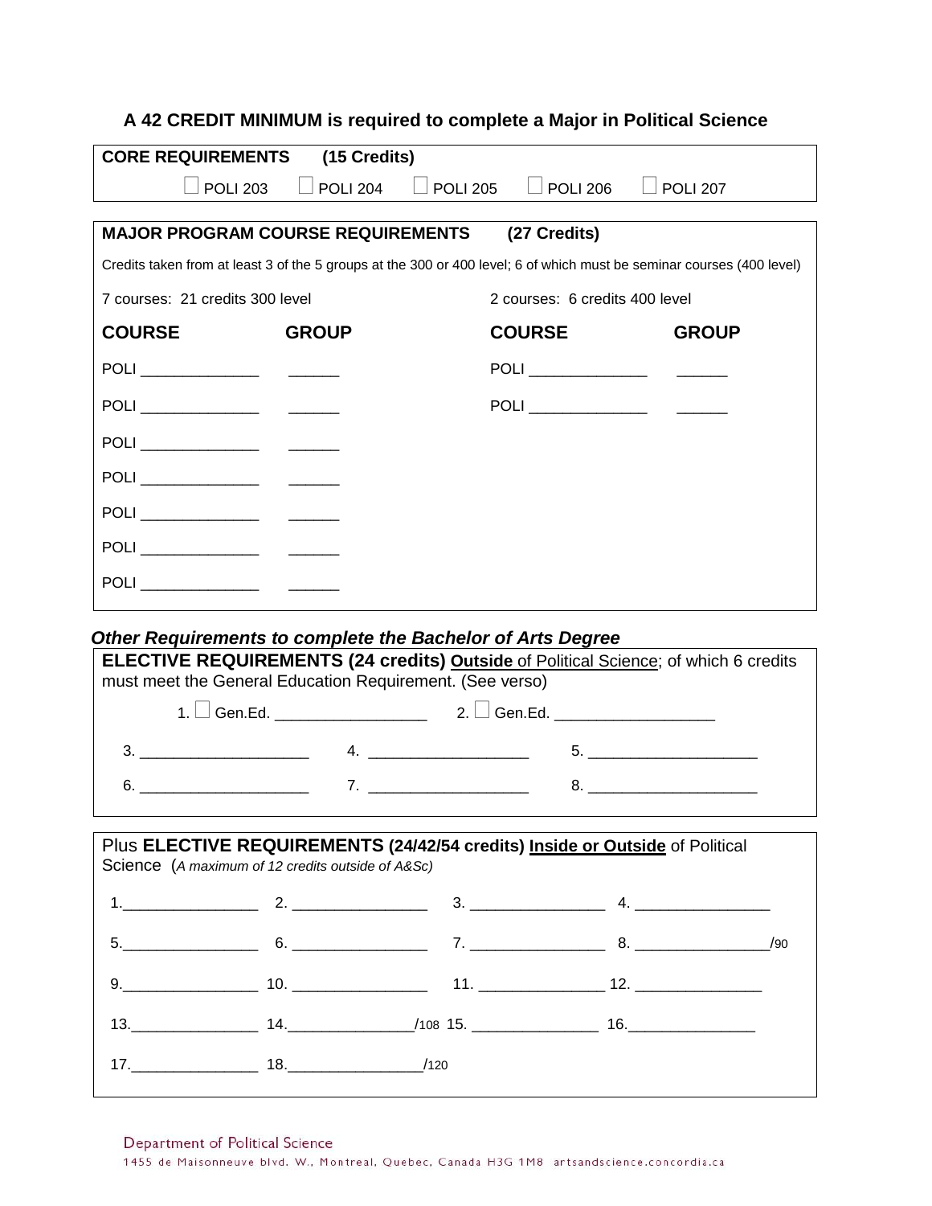**A 42 CREDIT MINIMUM is required to complete a Major in Political Science**

**CORE REQUIREMENTS (15 Credits)**

☐ POLI 203 ☐ POLI 204 ☐ POLI 205 ☐ POLI 206 ☐ POLI 207

**MAJOR PROGRAM COURSE REQUIREMENTS (27 Credits)**

Credits taken from at least 3 of the 5 groups at the 300 or 400 level; 6 of which must be seminar courses (400 level)

| 7 courses: 21 credits 300 level | | 2 courses: 6 credits 400 level | |
|---|---|---|---|
| **COURSE** | **GROUP** | **COURSE** | **GROUP** |
| POLI ______________ | ______ | POLI ______________ | ______ |
| POLI ______________ | ______ | POLI ______________ | ______ |
| POLI ______________ | ______ | | |
| POLI ______________ | ______ | | |
| POLI ______________ | ______ | | |
| POLI ______________ | ______ | | |
| POLI ______________ | ______ | | |

***Other Requirements to complete the Bachelor of Arts Degree***

**ELECTIVE REQUIREMENTS (24 credits)** **Outside** of Political Science; of which 6 credits must meet the General Education Requirement. (See verso)

1. ☐ Gen.Ed. __________________ 2. ☐ Gen.Ed. ___________________

3. ____________________ 4. ___________________ 5. ____________________

6. ____________________ 7. ___________________ 8. ____________________

Plus **ELECTIVE REQUIREMENTS (24/42/54 credits)** **Inside or Outside** of Political Science (*A maximum of 12 credits outside of A&Sc)*

1.________________ 2. ________________ 3. ________________ 4. ________________

5.________________ 6. ________________ 7. ________________ 8. ________________/90

9.________________ 10. ________________ 11. _______________ 12. _______________

13._______________ 14._______________/108 15. _______________ 16._______________

17._______________ 18.________________/120

Department of Political Science
1455 de Maisonneuve blvd. W., Montreal, Quebec, Canada H3G 1M8 artsandscience.concordia.ca